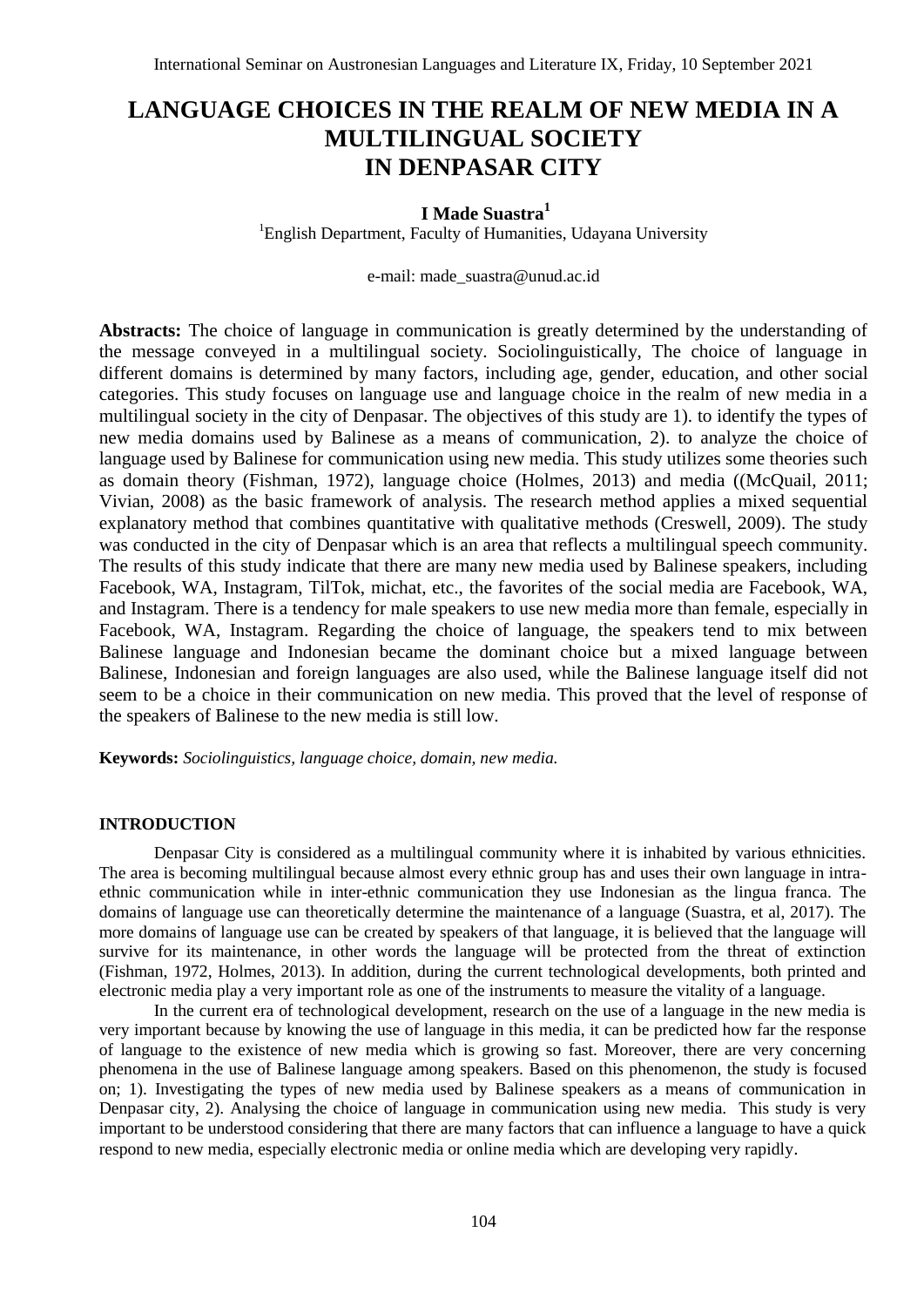# LANGUAGE CHOICES IN THE REALM OF NEW MEDIA IN A MULTILINGUAL SOCIETY IN DENPASAR CITY

**I Made Suastra[1]**

[1]English Department, Faculty of Humanities, Udayana University

e-mail: made_suastra@unud.ac.id

**Abstracts:** The choice of language in communication is greatly determined by the understanding of the message conveyed in a multilingual society. Sociolinguistically, The choice of language in different domains is determined by many factors, including age, gender, education, and other social categories. This study focuses on language use and language choice in the realm of new media in a multilingual society in the city of Denpasar. The objectives of this study are 1). to identify the types of new media domains used by Balinese as a means of communication, 2). to analyze the choice of language used by Balinese for communication using new media. This study utilizes some theories such as domain theory (Fishman, 1972), language choice (Holmes, 2013) and media ((McQuail, 2011; Vivian, 2008) as the basic framework of analysis. The research method applies a mixed sequential explanatory method that combines quantitative with qualitative methods (Creswell, 2009). The study was conducted in the city of Denpasar which is an area that reflects a multilingual speech community. The results of this study indicate that there are many new media used by Balinese speakers, including Facebook, WA, Instagram, TilTok, michat, etc., the favorites of the social media are Facebook, WA, and Instagram. There is a tendency for male speakers to use new media more than female, especially in Facebook, WA, Instagram. Regarding the choice of language, the speakers tend to mix between Balinese language and Indonesian became the dominant choice but a mixed language between Balinese, Indonesian and foreign languages are also used, while the Balinese language itself did not seem to be a choice in their communication on new media. This proved that the level of response of the speakers of Balinese to the new media is still low.

**Keywords:** *Sociolinguistics, language choice, domain, new media.*

## INTRODUCTION

Denpasar City is considered as a multilingual community where it is inhabited by various ethnicities. The area is becoming multilingual because almost every ethnic group has and uses their own language in intra-ethnic communication while in inter-ethnic communication they use Indonesian as the lingua franca. The domains of language use can theoretically determine the maintenance of a language (Suastra, et al, 2017). The more domains of language use can be created by speakers of that language, it is believed that the language will survive for its maintenance, in other words the language will be protected from the threat of extinction (Fishman, 1972, Holmes, 2013). In addition, during the current technological developments, both printed and electronic media play a very important role as one of the instruments to measure the vitality of a language.

In the current era of technological development, research on the use of a language in the new media is very important because by knowing the use of language in this media, it can be predicted how far the response of language to the existence of new media which is growing so fast. Moreover, there are very concerning phenomena in the use of Balinese language among speakers. Based on this phenomenon, the study is focused on; 1). Investigating the types of new media used by Balinese speakers as a means of communication in Denpasar city, 2). Analysing the choice of language in communication using new media. This study is very important to be understood considering that there are many factors that can influence a language to have a quick respond to new media, especially electronic media or online media which are developing very rapidly.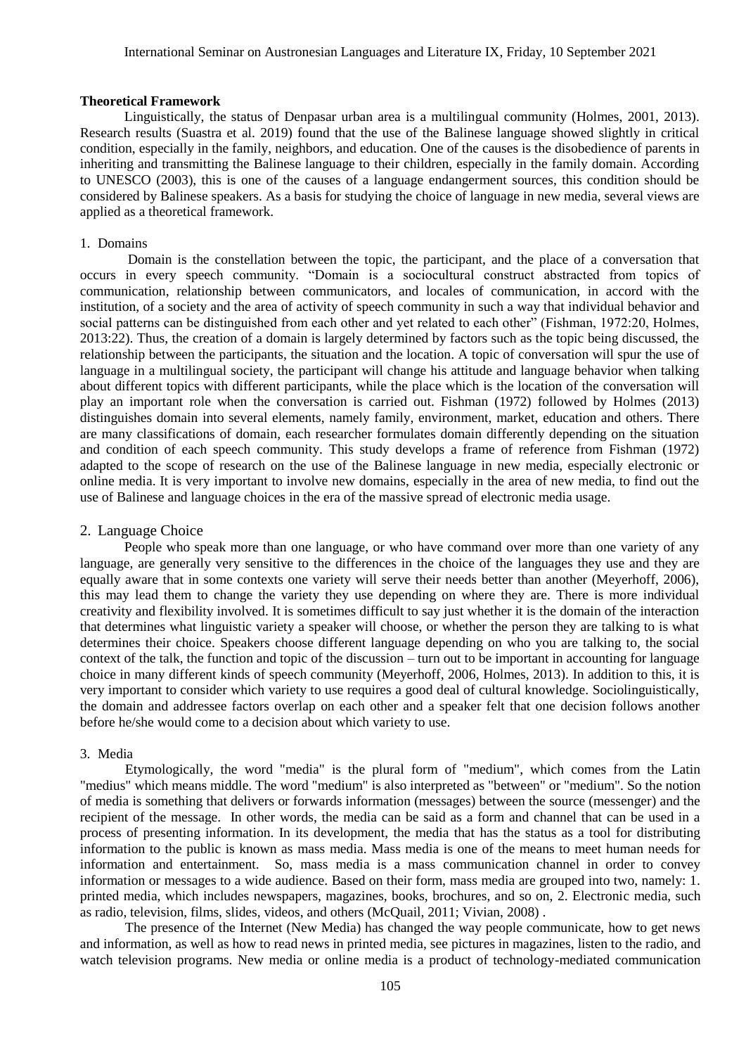**Theoretical Framework**

Linguistically, the status of Denpasar urban area is a multilingual community (Holmes, 2001, 2013). Research results (Suastra et al. 2019) found that the use of the Balinese language showed slightly in critical condition, especially in the family, neighbors, and education. One of the causes is the disobedience of parents in inheriting and transmitting the Balinese language to their children, especially in the family domain. According to UNESCO (2003), this is one of the causes of a language endangerment sources, this condition should be considered by Balinese speakers. As a basis for studying the choice of language in new media, several views are applied as a theoretical framework.

1. Domains

Domain is the constellation between the topic, the participant, and the place of a conversation that occurs in every speech community. "Domain is a sociocultural construct abstracted from topics of communication, relationship between communicators, and locales of communication, in accord with the institution, of a society and the area of activity of speech community in such a way that individual behavior and social patterns can be distinguished from each other and yet related to each other" (Fishman, 1972:20, Holmes, 2013:22). Thus, the creation of a domain is largely determined by factors such as the topic being discussed, the relationship between the participants, the situation and the location. A topic of conversation will spur the use of language in a multilingual society, the participant will change his attitude and language behavior when talking about different topics with different participants, while the place which is the location of the conversation will play an important role when the conversation is carried out. Fishman (1972) followed by Holmes (2013) distinguishes domain into several elements, namely family, environment, market, education and others. There are many classifications of domain, each researcher formulates domain differently depending on the situation and condition of each speech community. This study develops a frame of reference from Fishman (1972) adapted to the scope of research on the use of the Balinese language in new media, especially electronic or online media. It is very important to involve new domains, especially in the area of new media, to find out the use of Balinese and language choices in the era of the massive spread of electronic media usage.

2. Language Choice

People who speak more than one language, or who have command over more than one variety of any language, are generally very sensitive to the differences in the choice of the languages they use and they are equally aware that in some contexts one variety will serve their needs better than another (Meyerhoff, 2006), this may lead them to change the variety they use depending on where they are. There is more individual creativity and flexibility involved. It is sometimes difficult to say just whether it is the domain of the interaction that determines what linguistic variety a speaker will choose, or whether the person they are talking to is what determines their choice. Speakers choose different language depending on who you are talking to, the social context of the talk, the function and topic of the discussion – turn out to be important in accounting for language choice in many different kinds of speech community (Meyerhoff, 2006, Holmes, 2013). In addition to this, it is very important to consider which variety to use requires a good deal of cultural knowledge. Sociolinguistically, the domain and addressee factors overlap on each other and a speaker felt that one decision follows another before he/she would come to a decision about which variety to use.

3. Media

Etymologically, the word "media" is the plural form of "medium", which comes from the Latin "medius" which means middle. The word "medium" is also interpreted as "between" or "medium". So the notion of media is something that delivers or forwards information (messages) between the source (messenger) and the recipient of the message. In other words, the media can be said as a form and channel that can be used in a process of presenting information. In its development, the media that has the status as a tool for distributing information to the public is known as mass media. Mass media is one of the means to meet human needs for information and entertainment. So, mass media is a mass communication channel in order to convey information or messages to a wide audience. Based on their form, mass media are grouped into two, namely: 1. printed media, which includes newspapers, magazines, books, brochures, and so on, 2. Electronic media, such as radio, television, films, slides, videos, and others (McQuail, 2011; Vivian, 2008) .

The presence of the Internet (New Media) has changed the way people communicate, how to get news and information, as well as how to read news in printed media, see pictures in magazines, listen to the radio, and watch television programs. New media or online media is a product of technology-mediated communication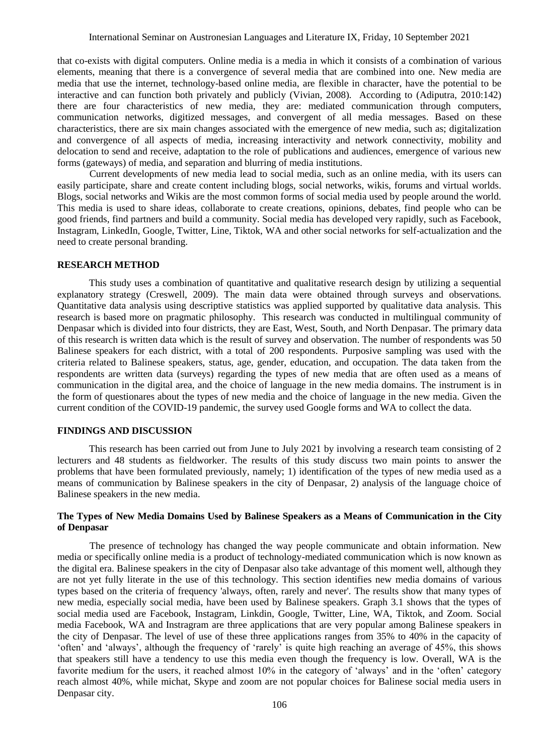that co-exists with digital computers. Online media is a media in which it consists of a combination of various elements, meaning that there is a convergence of several media that are combined into one. New media are media that use the internet, technology-based online media, are flexible in character, have the potential to be interactive and can function both privately and publicly (Vivian, 2008). According to (Adiputra, 2010:142) there are four characteristics of new media, they are: mediated communication through computers, communication networks, digitized messages, and convergent of all media messages. Based on these characteristics, there are six main changes associated with the emergence of new media, such as; digitalization and convergence of all aspects of media, increasing interactivity and network connectivity, mobility and delocation to send and receive, adaptation to the role of publications and audiences, emergence of various new forms (gateways) of media, and separation and blurring of media institutions.

Current developments of new media lead to social media, such as an online media, with its users can easily participate, share and create content including blogs, social networks, wikis, forums and virtual worlds. Blogs, social networks and Wikis are the most common forms of social media used by people around the world. This media is used to share ideas, collaborate to create creations, opinions, debates, find people who can be good friends, find partners and build a community. Social media has developed very rapidly, such as Facebook, Instagram, LinkedIn, Google, Twitter, Line, Tiktok, WA and other social networks for self-actualization and the need to create personal branding.

## RESEARCH METHOD

This study uses a combination of quantitative and qualitative research design by utilizing a sequential explanatory strategy (Creswell, 2009). The main data were obtained through surveys and observations. Quantitative data analysis using descriptive statistics was applied supported by qualitative data analysis. This research is based more on pragmatic philosophy. This research was conducted in multilingual community of Denpasar which is divided into four districts, they are East, West, South, and North Denpasar. The primary data of this research is written data which is the result of survey and observation. The number of respondents was 50 Balinese speakers for each district, with a total of 200 respondents. Purposive sampling was used with the criteria related to Balinese speakers, status, age, gender, education, and occupation. The data taken from the respondents are written data (surveys) regarding the types of new media that are often used as a means of communication in the digital area, and the choice of language in the new media domains. The instrument is in the form of questionares about the types of new media and the choice of language in the new media. Given the current condition of the COVID-19 pandemic, the survey used Google forms and WA to collect the data.

## FINDINGS AND DISCUSSION

This research has been carried out from June to July 2021 by involving a research team consisting of 2 lecturers and 48 students as fieldworker. The results of this study discuss two main points to answer the problems that have been formulated previously, namely; 1) identification of the types of new media used as a means of communication by Balinese speakers in the city of Denpasar, 2) analysis of the language choice of Balinese speakers in the new media.

### The Types of New Media Domains Used by Balinese Speakers as a Means of Communication in the City of Denpasar

The presence of technology has changed the way people communicate and obtain information. New media or specifically online media is a product of technology-mediated communication which is now known as the digital era. Balinese speakers in the city of Denpasar also take advantage of this moment well, although they are not yet fully literate in the use of this technology. This section identifies new media domains of various types based on the criteria of frequency 'always, often, rarely and never'. The results show that many types of new media, especially social media, have been used by Balinese speakers. Graph 3.1 shows that the types of social media used are Facebook, Instagram, Linkdin, Google, Twitter, Line, WA, Tiktok, and Zoom. Social media Facebook, WA and Instragram are three applications that are very popular among Balinese speakers in the city of Denpasar. The level of use of these three applications ranges from 35% to 40% in the capacity of 'often' and 'always', although the frequency of 'rarely' is quite high reaching an average of 45%, this shows that speakers still have a tendency to use this media even though the frequency is low. Overall, WA is the favorite medium for the users, it reached almost 10% in the category of 'always' and in the 'often' category reach almost 40%, while michat, Skype and zoom are not popular choices for Balinese social media users in Denpasar city.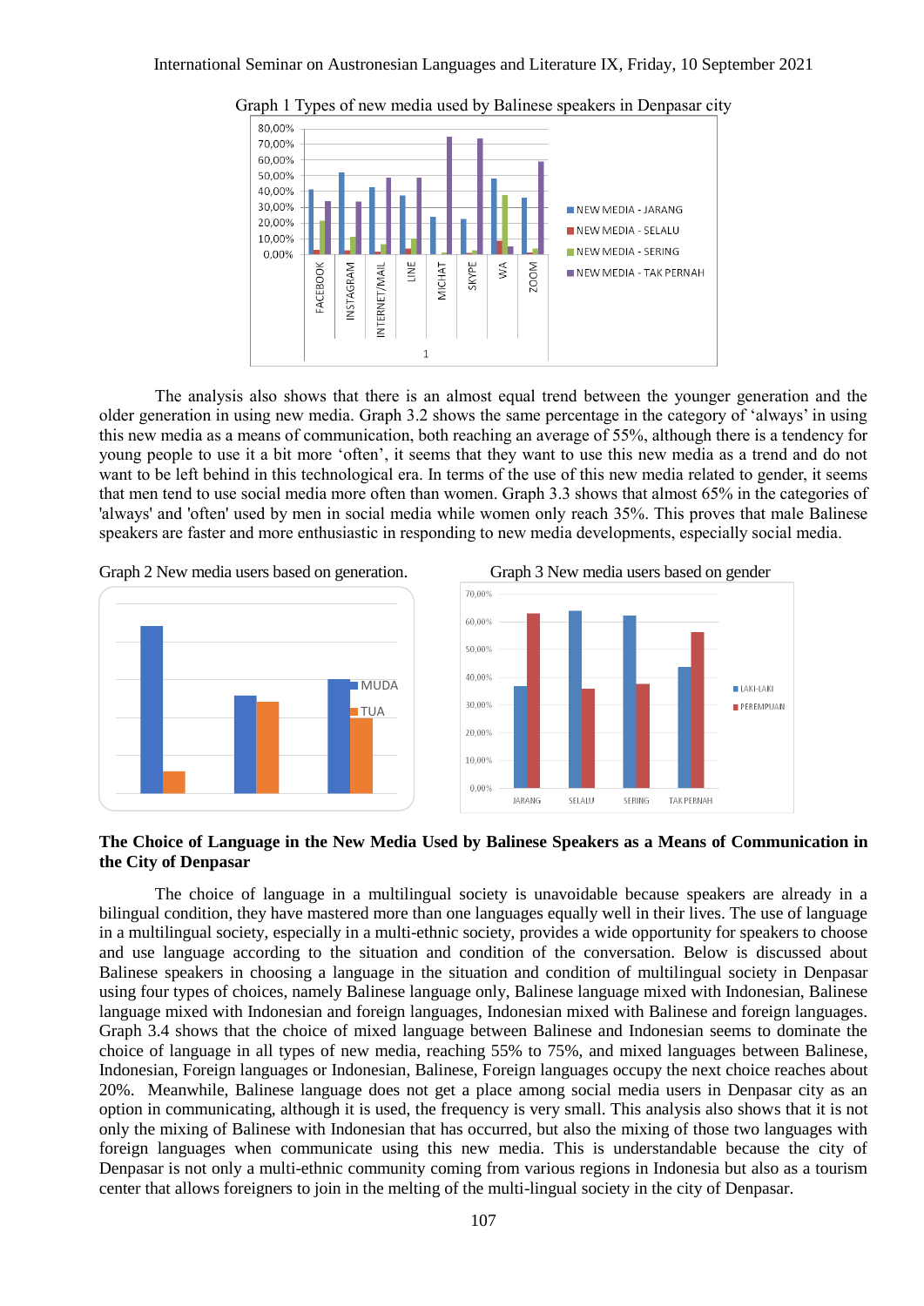Graph 1 Types of new media used by Balinese speakers in Denpasar city

The analysis also shows that there is an almost equal trend between the younger generation and the older generation in using new media. Graph 3.2 shows the same percentage in the category of 'always' in using this new media as a means of communication, both reaching an average of 55%, although there is a tendency for young people to use it a bit more 'often', it seems that they want to use this new media as a trend and do not want to be left behind in this technological era. In terms of the use of this new media related to gender, it seems that men tend to use social media more often than women. Graph 3.3 shows that almost 65% in the categories of 'always' and 'often' used by men in social media while women only reach 35%. This proves that male Balinese speakers are faster and more enthusiastic in responding to new media developments, especially social media.

Graph 2 New media users based on generation.

Graph 3 New media users based on gender

**The Choice of Language in the New Media Used by Balinese Speakers as a Means of Communication in the City of Denpasar**

The choice of language in a multilingual society is unavoidable because speakers are already in a bilingual condition, they have mastered more than one languages equally well in their lives. The use of language in a multilingual society, especially in a multi-ethnic society, provides a wide opportunity for speakers to choose and use language according to the situation and condition of the conversation. Below is discussed about Balinese speakers in choosing a language in the situation and condition of multilingual society in Denpasar using four types of choices, namely Balinese language only, Balinese language mixed with Indonesian, Balinese language mixed with Indonesian and foreign languages, Indonesian mixed with Balinese and foreign languages. Graph 3.4 shows that the choice of mixed language between Balinese and Indonesian seems to dominate the choice of language in all types of new media, reaching 55% to 75%, and mixed languages between Balinese, Indonesian, Foreign languages or Indonesian, Balinese, Foreign languages occupy the next choice reaches about 20%. Meanwhile, Balinese language does not get a place among social media users in Denpasar city as an option in communicating, although it is used, the frequency is very small. This analysis also shows that it is not only the mixing of Balinese with Indonesian that has occurred, but also the mixing of those two languages with foreign languages when communicate using this new media. This is understandable because the city of Denpasar is not only a multi-ethnic community coming from various regions in Indonesia but also as a tourism center that allows foreigners to join in the melting of the multi-lingual society in the city of Denpasar.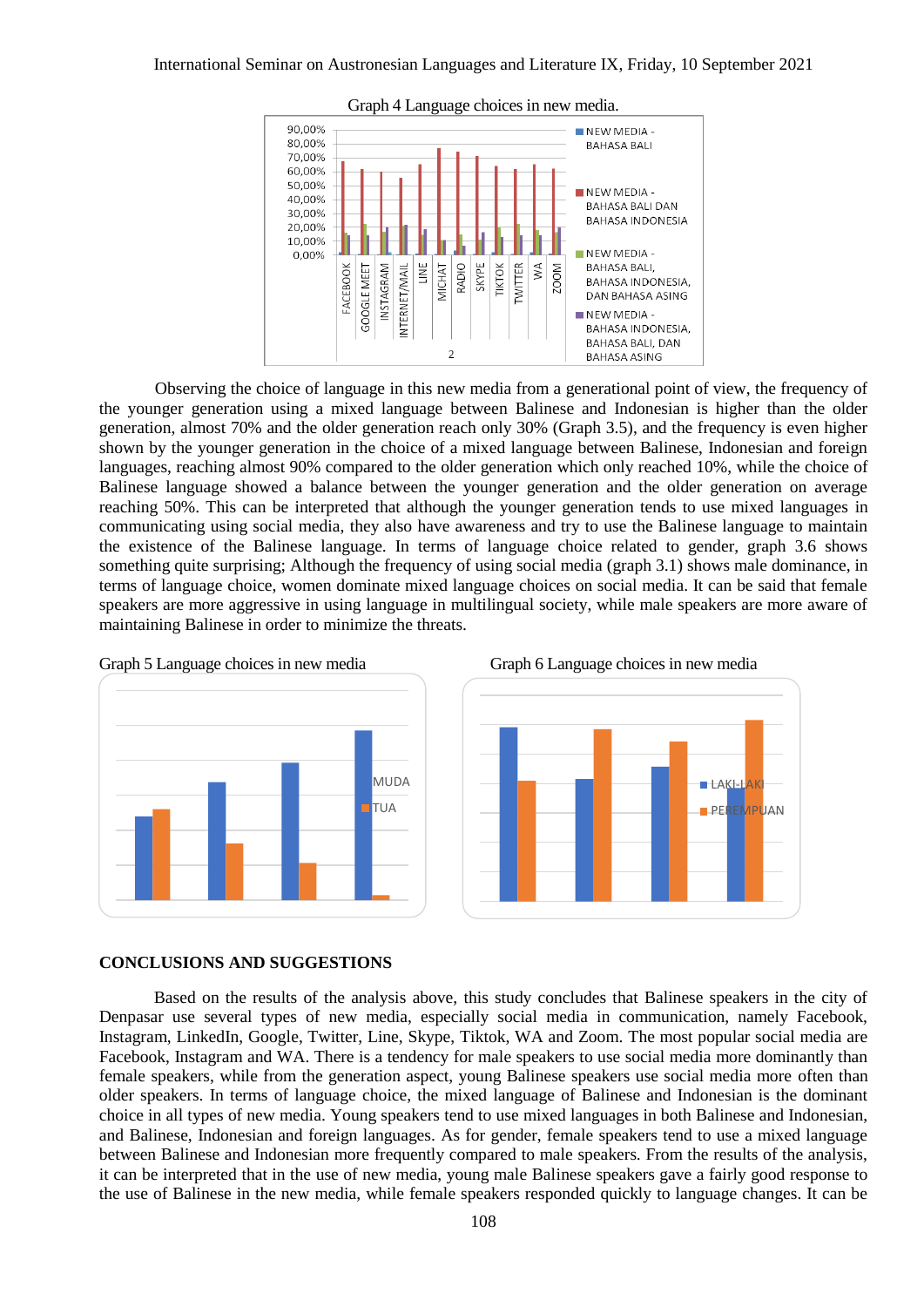Graph 4 Language choices in new media.

Observing the choice of language in this new media from a generational point of view, the frequency of the younger generation using a mixed language between Balinese and Indonesian is higher than the older generation, almost 70% and the older generation reach only 30% (Graph 3.5), and the frequency is even higher shown by the younger generation in the choice of a mixed language between Balinese, Indonesian and foreign languages, reaching almost 90% compared to the older generation which only reached 10%, while the choice of Balinese language showed a balance between the younger generation and the older generation on average reaching 50%. This can be interpreted that although the younger generation tends to use mixed languages in communicating using social media, they also have awareness and try to use the Balinese language to maintain the existence of the Balinese language. In terms of language choice related to gender, graph 3.6 shows something quite surprising; Although the frequency of using social media (graph 3.1) shows male dominance, in terms of language choice, women dominate mixed language choices on social media. It can be said that female speakers are more aggressive in using language in multilingual society, while male speakers are more aware of maintaining Balinese in order to minimize the threats.

Graph 5 Language choices in new media

Graph 6 Language choices in new media

## CONCLUSIONS AND SUGGESTIONS

Based on the results of the analysis above, this study concludes that Balinese speakers in the city of Denpasar use several types of new media, especially social media in communication, namely Facebook, Instagram, LinkedIn, Google, Twitter, Line, Skype, Tiktok, WA and Zoom. The most popular social media are Facebook, Instagram and WA. There is a tendency for male speakers to use social media more dominantly than female speakers, while from the generation aspect, young Balinese speakers use social media more often than older speakers. In terms of language choice, the mixed language of Balinese and Indonesian is the dominant choice in all types of new media. Young speakers tend to use mixed languages in both Balinese and Indonesian, and Balinese, Indonesian and foreign languages. As for gender, female speakers tend to use a mixed language between Balinese and Indonesian more frequently compared to male speakers. From the results of the analysis, it can be interpreted that in the use of new media, young male Balinese speakers gave a fairly good response to the use of Balinese in the new media, while female speakers responded quickly to language changes. It can be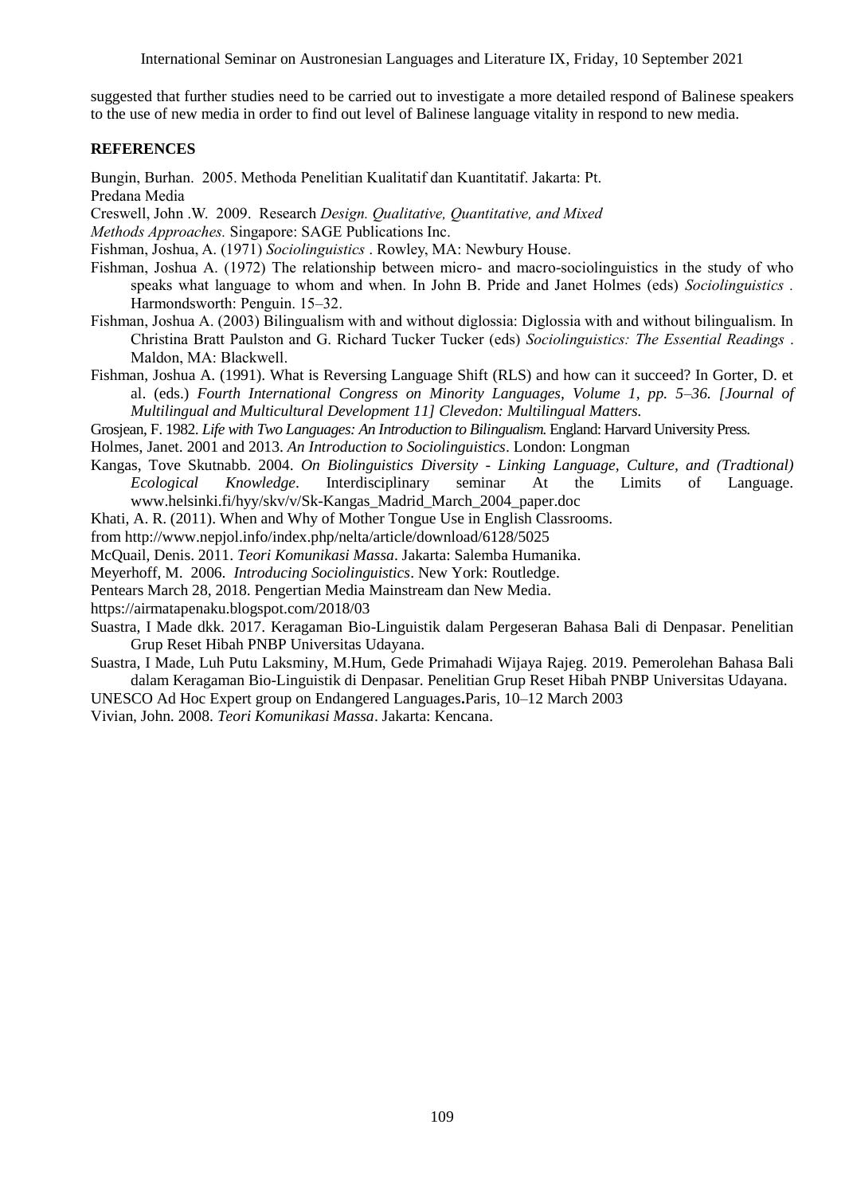suggested that further studies need to be carried out to investigate a more detailed respond of Balinese speakers to the use of new media in order to find out level of Balinese language vitality in respond to new media.

**REFERENCES**

Bungin, Burhan. 2005. Methoda Penelitian Kualitatif dan Kuantitatif. Jakarta: Pt. Predana Media

Creswell, John .W. 2009. Research *Design. Qualitative, Quantitative, and Mixed Methods Approaches.* Singapore: SAGE Publications Inc.

Fishman, Joshua, A. (1971) *Sociolinguistics* . Rowley, MA: Newbury House.

Fishman, Joshua A. (1972) The relationship between micro- and macro-sociolinguistics in the study of who speaks what language to whom and when. In John B. Pride and Janet Holmes (eds) *Sociolinguistics* . Harmondsworth: Penguin. 15–32.

Fishman, Joshua A. (2003) Bilingualism with and without diglossia: Diglossia with and without bilingualism. In Christina Bratt Paulston and G. Richard Tucker Tucker (eds) *Sociolinguistics: The Essential Readings* . Maldon, MA: Blackwell.

Fishman, Joshua A. (1991). What is Reversing Language Shift (RLS) and how can it succeed? In Gorter, D. et al. (eds.) *Fourth International Congress on Minority Languages, Volume 1, pp. 5–36. [Journal of Multilingual and Multicultural Development 11] Clevedon: Multilingual Matters.*

Grosjean, F. 1982. *Life with Two Languages: An Introduction to Bilingualism.* England: Harvard University Press.

Holmes, Janet. 2001 and 2013. *An Introduction to Sociolinguistics*. London: Longman

Kangas, Tove Skutnabb. 2004. *On Biolinguistics Diversity - Linking Language, Culture, and (Tradtional) Ecological Knowledge*. Interdisciplinary seminar At the Limits of Language. www.helsinki.fi/hyy/skv/v/Sk-Kangas_Madrid_March_2004_paper.doc

Khati, A. R. (2011). When and Why of Mother Tongue Use in English Classrooms. from http://www.nepjol.info/index.php/nelta/article/download/6128/5025

McQuail, Denis. 2011. *Teori Komunikasi Massa*. Jakarta: Salemba Humanika.

Meyerhoff, M. 2006. *Introducing Sociolinguistics*. New York: Routledge.

Pentears March 28, 2018. Pengertian Media Mainstream dan New Media. https://airmatapenaku.blogspot.com/2018/03

Suastra, I Made dkk. 2017. Keragaman Bio-Linguistik dalam Pergeseran Bahasa Bali di Denpasar. Penelitian Grup Reset Hibah PNBP Universitas Udayana.

Suastra, I Made, Luh Putu Laksminy, M.Hum, Gede Primahadi Wijaya Rajeg. 2019. Pemerolehan Bahasa Bali dalam Keragaman Bio-Linguistik di Denpasar. Penelitian Grup Reset Hibah PNBP Universitas Udayana.

UNESCO Ad Hoc Expert group on Endangered Languages**.**Paris, 10–12 March 2003

Vivian, John. 2008. *Teori Komunikasi Massa*. Jakarta: Kencana.